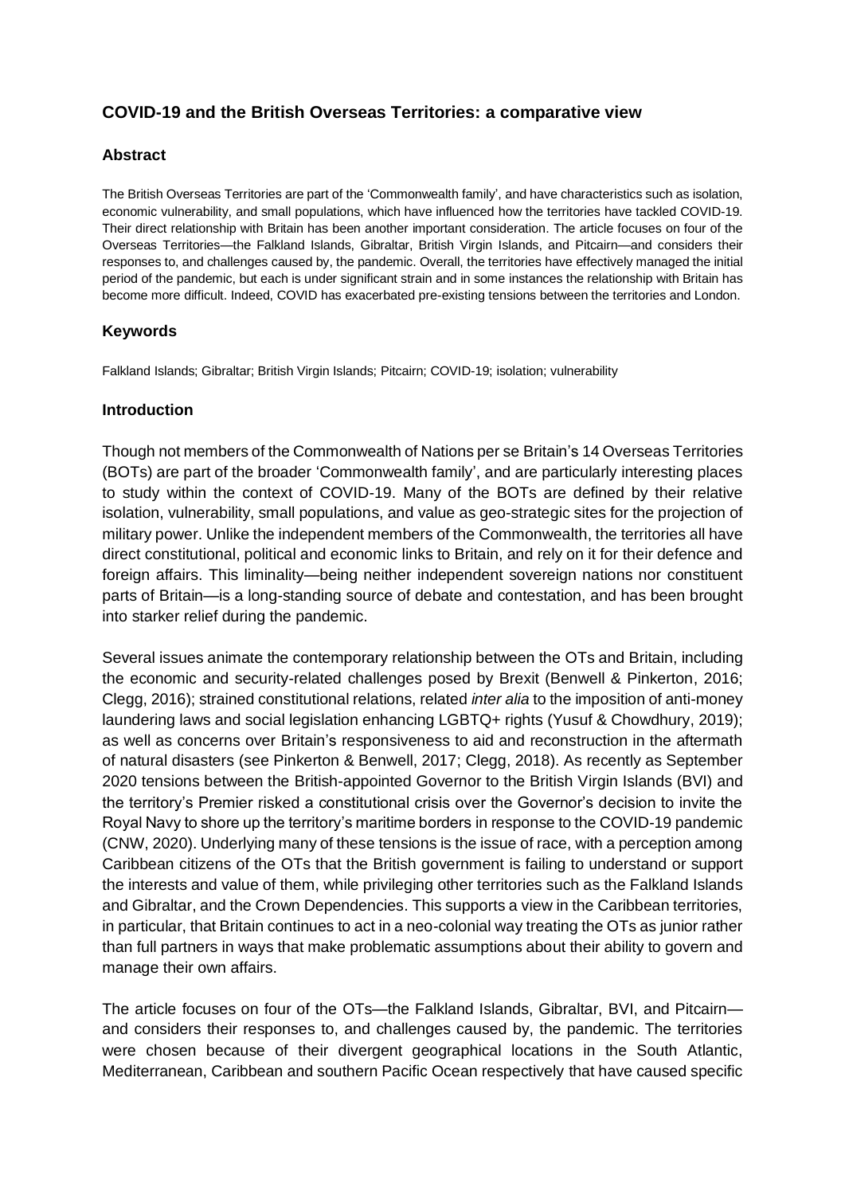## COVID-19 and the British Overseas Territories: a comparative view

### Abstract

The British Overseas Territories are part of the 'Commonwealth family', and have characteristics such as isolation, economic vulnerability, and small populations, which have influenced how the territories have tackled COVID-19. Their direct relationship with Britain has been another important consideration. The article focuses on four of the Overseas Territories—the Falkland Islands, Gibraltar, British Virgin Islands, and Pitcairn—and considers their responses to, and challenges caused by, the pandemic. Overall, the territories have effectively managed the initial period of the pandemic, but each is under significant strain and in some instances the relationship with Britain has become more difficult. Indeed, COVID has exacerbated pre-existing tensions between the territories and London.

### Keywords

Falkland Islands; Gibraltar; British Virgin Islands; Pitcairn; COVID-19; isolation; vulnerability

### Introduction

Though not members of the Commonwealth of Nations per se Britain's 14 Overseas Territories (BOTs) are part of the broader 'Commonwealth family', and are particularly interesting places to study within the context of COVID-19. Many of the BOTs are defined by their relative isolation, vulnerability, small populations, and value as geo-strategic sites for the projection of military power. Unlike the independent members of the Commonwealth, the territories all have direct constitutional, political and economic links to Britain, and rely on it for their defence and foreign affairs. This liminality—being neither independent sovereign nations nor constituent parts of Britain—is a long-standing source of debate and contestation, and has been brought into starker relief during the pandemic.

Several issues animate the contemporary relationship between the OTs and Britain, including the economic and security-related challenges posed by Brexit (Benwell & Pinkerton, 2016; Clegg, 2016); strained constitutional relations, related *inter alia* to the imposition of anti-money laundering laws and social legislation enhancing LGBTQ+ rights (Yusuf & Chowdhury, 2019); as well as concerns over Britain's responsiveness to aid and reconstruction in the aftermath of natural disasters (see Pinkerton & Benwell, 2017; Clegg, 2018). As recently as September 2020 tensions between the British-appointed Governor to the British Virgin Islands (BVI) and the territory's Premier risked a constitutional crisis over the Governor's decision to invite the Royal Navy to shore up the territory's maritime borders in response to the COVID-19 pandemic (CNW, 2020). Underlying many of these tensions is the issue of race, with a perception among Caribbean citizens of the OTs that the British government is failing to understand or support the interests and value of them, while privileging other territories such as the Falkland Islands and Gibraltar, and the Crown Dependencies. This supports a view in the Caribbean territories, in particular, that Britain continues to act in a neo-colonial way treating the OTs as junior rather than full partners in ways that make problematic assumptions about their ability to govern and manage their own affairs.

The article focuses on four of the OTs—the Falkland Islands, Gibraltar, BVI, and Pitcairn—and considers their responses to, and challenges caused by, the pandemic. The territories were chosen because of their divergent geographical locations in the South Atlantic, Mediterranean, Caribbean and southern Pacific Ocean respectively that have caused specific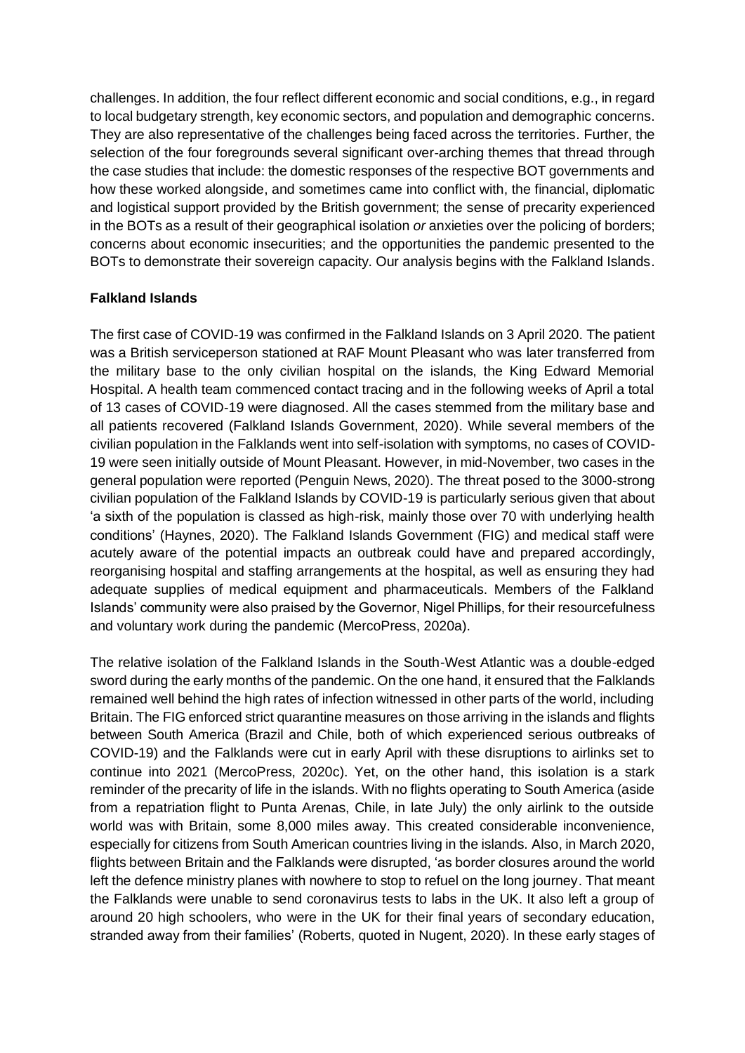challenges. In addition, the four reflect different economic and social conditions, e.g., in regard to local budgetary strength, key economic sectors, and population and demographic concerns. They are also representative of the challenges being faced across the territories. Further, the selection of the four foregrounds several significant over-arching themes that thread through the case studies that include: the domestic responses of the respective BOT governments and how these worked alongside, and sometimes came into conflict with, the financial, diplomatic and logistical support provided by the British government; the sense of precarity experienced in the BOTs as a result of their geographical isolation *or* anxieties over the policing of borders; concerns about economic insecurities; and the opportunities the pandemic presented to the BOTs to demonstrate their sovereign capacity. Our analysis begins with the Falkland Islands.

**Falkland Islands**

The first case of COVID-19 was confirmed in the Falkland Islands on 3 April 2020. The patient was a British serviceperson stationed at RAF Mount Pleasant who was later transferred from the military base to the only civilian hospital on the islands, the King Edward Memorial Hospital. A health team commenced contact tracing and in the following weeks of April a total of 13 cases of COVID-19 were diagnosed. All the cases stemmed from the military base and all patients recovered (Falkland Islands Government, 2020). While several members of the civilian population in the Falklands went into self-isolation with symptoms, no cases of COVID-19 were seen initially outside of Mount Pleasant. However, in mid-November, two cases in the general population were reported (Penguin News, 2020). The threat posed to the 3000-strong civilian population of the Falkland Islands by COVID-19 is particularly serious given that about 'a sixth of the population is classed as high-risk, mainly those over 70 with underlying health conditions' (Haynes, 2020). The Falkland Islands Government (FIG) and medical staff were acutely aware of the potential impacts an outbreak could have and prepared accordingly, reorganising hospital and staffing arrangements at the hospital, as well as ensuring they had adequate supplies of medical equipment and pharmaceuticals. Members of the Falkland Islands' community were also praised by the Governor, Nigel Phillips, for their resourcefulness and voluntary work during the pandemic (MercoPress, 2020a).

The relative isolation of the Falkland Islands in the South-West Atlantic was a double-edged sword during the early months of the pandemic. On the one hand, it ensured that the Falklands remained well behind the high rates of infection witnessed in other parts of the world, including Britain. The FIG enforced strict quarantine measures on those arriving in the islands and flights between South America (Brazil and Chile, both of which experienced serious outbreaks of COVID-19) and the Falklands were cut in early April with these disruptions to airlinks set to continue into 2021 (MercoPress, 2020c). Yet, on the other hand, this isolation is a stark reminder of the precarity of life in the islands. With no flights operating to South America (aside from a repatriation flight to Punta Arenas, Chile, in late July) the only airlink to the outside world was with Britain, some 8,000 miles away. This created considerable inconvenience, especially for citizens from South American countries living in the islands. Also, in March 2020, flights between Britain and the Falklands were disrupted, 'as border closures around the world left the defence ministry planes with nowhere to stop to refuel on the long journey. That meant the Falklands were unable to send coronavirus tests to labs in the UK. It also left a group of around 20 high schoolers, who were in the UK for their final years of secondary education, stranded away from their families' (Roberts, quoted in Nugent, 2020). In these early stages of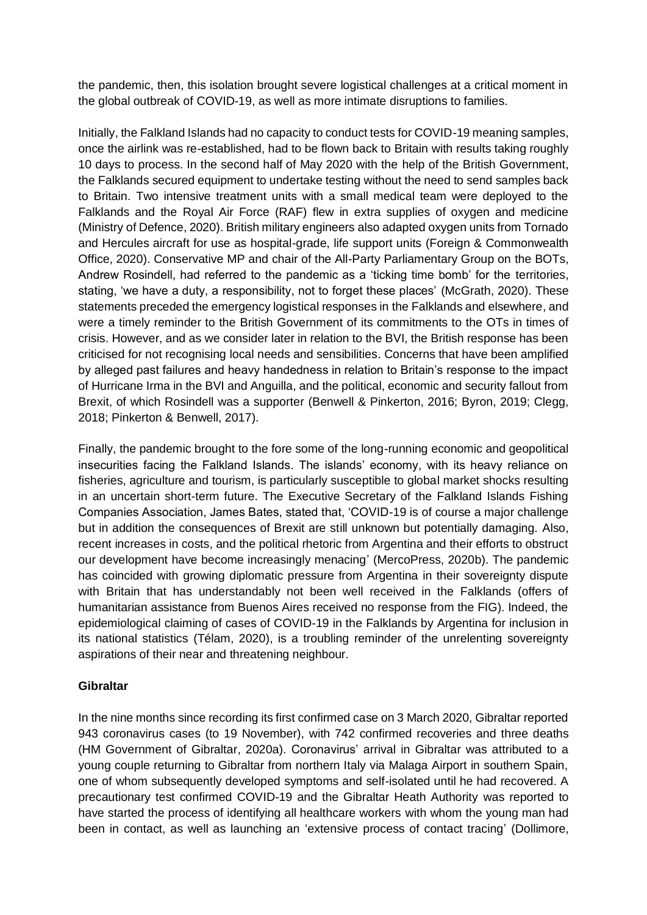the pandemic, then, this isolation brought severe logistical challenges at a critical moment in the global outbreak of COVID-19, as well as more intimate disruptions to families.

Initially, the Falkland Islands had no capacity to conduct tests for COVID-19 meaning samples, once the airlink was re-established, had to be flown back to Britain with results taking roughly 10 days to process. In the second half of May 2020 with the help of the British Government, the Falklands secured equipment to undertake testing without the need to send samples back to Britain. Two intensive treatment units with a small medical team were deployed to the Falklands and the Royal Air Force (RAF) flew in extra supplies of oxygen and medicine (Ministry of Defence, 2020). British military engineers also adapted oxygen units from Tornado and Hercules aircraft for use as hospital-grade, life support units (Foreign & Commonwealth Office, 2020). Conservative MP and chair of the All-Party Parliamentary Group on the BOTs, Andrew Rosindell, had referred to the pandemic as a 'ticking time bomb' for the territories, stating, 'we have a duty, a responsibility, not to forget these places' (McGrath, 2020). These statements preceded the emergency logistical responses in the Falklands and elsewhere, and were a timely reminder to the British Government of its commitments to the OTs in times of crisis. However, and as we consider later in relation to the BVI, the British response has been criticised for not recognising local needs and sensibilities. Concerns that have been amplified by alleged past failures and heavy handedness in relation to Britain's response to the impact of Hurricane Irma in the BVI and Anguilla, and the political, economic and security fallout from Brexit, of which Rosindell was a supporter (Benwell & Pinkerton, 2016; Byron, 2019; Clegg, 2018; Pinkerton & Benwell, 2017).

Finally, the pandemic brought to the fore some of the long-running economic and geopolitical insecurities facing the Falkland Islands. The islands' economy, with its heavy reliance on fisheries, agriculture and tourism, is particularly susceptible to global market shocks resulting in an uncertain short-term future. The Executive Secretary of the Falkland Islands Fishing Companies Association, James Bates, stated that, 'COVID-19 is of course a major challenge but in addition the consequences of Brexit are still unknown but potentially damaging. Also, recent increases in costs, and the political rhetoric from Argentina and their efforts to obstruct our development have become increasingly menacing' (MercoPress, 2020b). The pandemic has coincided with growing diplomatic pressure from Argentina in their sovereignty dispute with Britain that has understandably not been well received in the Falklands (offers of humanitarian assistance from Buenos Aires received no response from the FIG). Indeed, the epidemiological claiming of cases of COVID-19 in the Falklands by Argentina for inclusion in its national statistics (Télam, 2020), is a troubling reminder of the unrelenting sovereignty aspirations of their near and threatening neighbour.

## Gibraltar

In the nine months since recording its first confirmed case on 3 March 2020, Gibraltar reported 943 coronavirus cases (to 19 November), with 742 confirmed recoveries and three deaths (HM Government of Gibraltar, 2020a). Coronavirus' arrival in Gibraltar was attributed to a young couple returning to Gibraltar from northern Italy via Malaga Airport in southern Spain, one of whom subsequently developed symptoms and self-isolated until he had recovered. A precautionary test confirmed COVID-19 and the Gibraltar Heath Authority was reported to have started the process of identifying all healthcare workers with whom the young man had been in contact, as well as launching an 'extensive process of contact tracing' (Dollimore,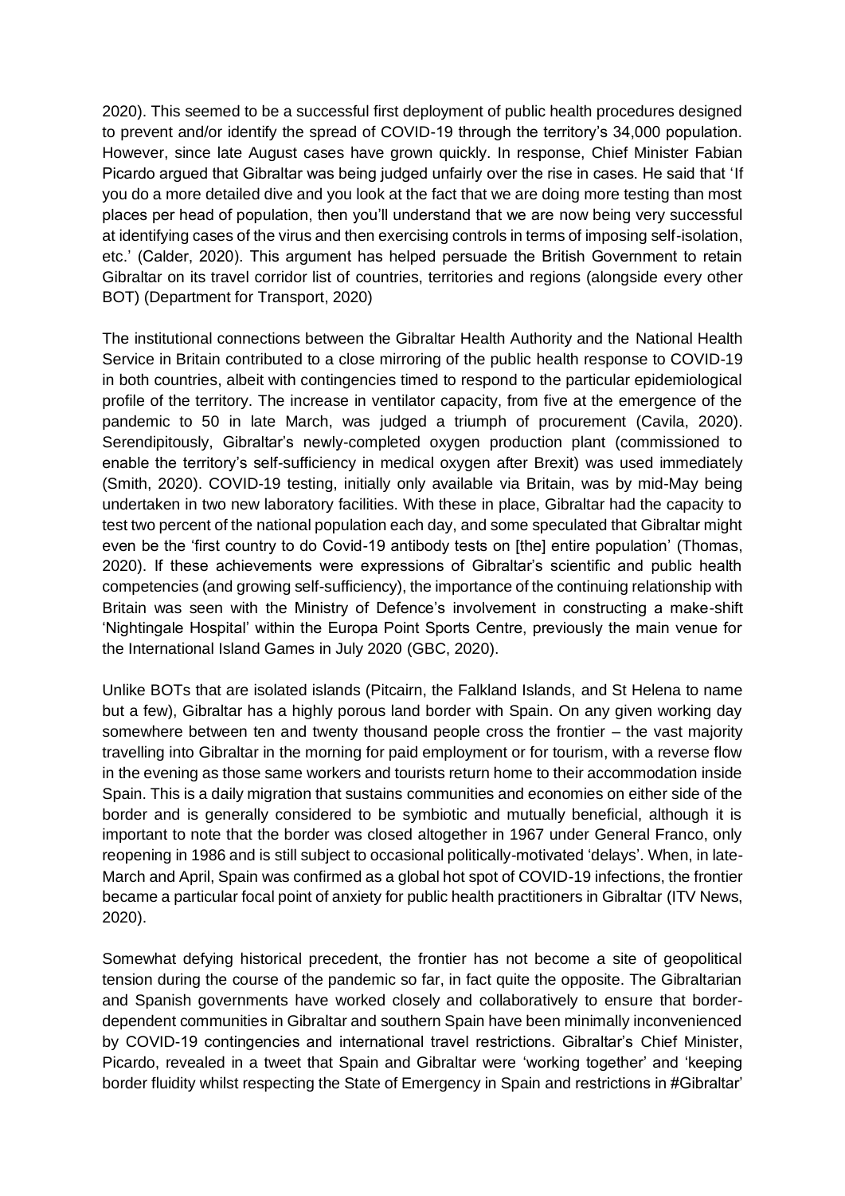2020). This seemed to be a successful first deployment of public health procedures designed to prevent and/or identify the spread of COVID-19 through the territory's 34,000 population. However, since late August cases have grown quickly. In response, Chief Minister Fabian Picardo argued that Gibraltar was being judged unfairly over the rise in cases. He said that 'If you do a more detailed dive and you look at the fact that we are doing more testing than most places per head of population, then you'll understand that we are now being very successful at identifying cases of the virus and then exercising controls in terms of imposing self-isolation, etc.' (Calder, 2020). This argument has helped persuade the British Government to retain Gibraltar on its travel corridor list of countries, territories and regions (alongside every other BOT) (Department for Transport, 2020)

The institutional connections between the Gibraltar Health Authority and the National Health Service in Britain contributed to a close mirroring of the public health response to COVID-19 in both countries, albeit with contingencies timed to respond to the particular epidemiological profile of the territory. The increase in ventilator capacity, from five at the emergence of the pandemic to 50 in late March, was judged a triumph of procurement (Cavila, 2020). Serendipitously, Gibraltar's newly-completed oxygen production plant (commissioned to enable the territory's self-sufficiency in medical oxygen after Brexit) was used immediately (Smith, 2020). COVID-19 testing, initially only available via Britain, was by mid-May being undertaken in two new laboratory facilities. With these in place, Gibraltar had the capacity to test two percent of the national population each day, and some speculated that Gibraltar might even be the 'first country to do Covid-19 antibody tests on [the] entire population' (Thomas, 2020). If these achievements were expressions of Gibraltar's scientific and public health competencies (and growing self-sufficiency), the importance of the continuing relationship with Britain was seen with the Ministry of Defence's involvement in constructing a make-shift 'Nightingale Hospital' within the Europa Point Sports Centre, previously the main venue for the International Island Games in July 2020 (GBC, 2020).

Unlike BOTs that are isolated islands (Pitcairn, the Falkland Islands, and St Helena to name but a few), Gibraltar has a highly porous land border with Spain. On any given working day somewhere between ten and twenty thousand people cross the frontier – the vast majority travelling into Gibraltar in the morning for paid employment or for tourism, with a reverse flow in the evening as those same workers and tourists return home to their accommodation inside Spain. This is a daily migration that sustains communities and economies on either side of the border and is generally considered to be symbiotic and mutually beneficial, although it is important to note that the border was closed altogether in 1967 under General Franco, only reopening in 1986 and is still subject to occasional politically-motivated 'delays'. When, in late-March and April, Spain was confirmed as a global hot spot of COVID-19 infections, the frontier became a particular focal point of anxiety for public health practitioners in Gibraltar (ITV News, 2020).

Somewhat defying historical precedent, the frontier has not become a site of geopolitical tension during the course of the pandemic so far, in fact quite the opposite. The Gibraltarian and Spanish governments have worked closely and collaboratively to ensure that border-dependent communities in Gibraltar and southern Spain have been minimally inconvenienced by COVID-19 contingencies and international travel restrictions. Gibraltar's Chief Minister, Picardo, revealed in a tweet that Spain and Gibraltar were 'working together' and 'keeping border fluidity whilst respecting the State of Emergency in Spain and restrictions in #Gibraltar'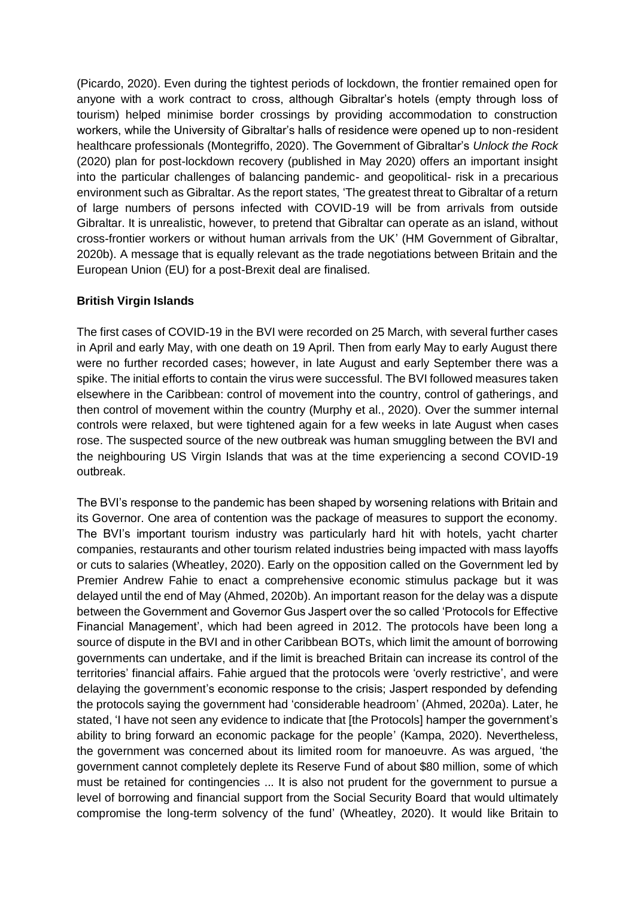(Picardo, 2020). Even during the tightest periods of lockdown, the frontier remained open for anyone with a work contract to cross, although Gibraltar's hotels (empty through loss of tourism) helped minimise border crossings by providing accommodation to construction workers, while the University of Gibraltar's halls of residence were opened up to non-resident healthcare professionals (Montegriffo, 2020). The Government of Gibraltar's *Unlock the Rock* (2020) plan for post-lockdown recovery (published in May 2020) offers an important insight into the particular challenges of balancing pandemic- and geopolitical- risk in a precarious environment such as Gibraltar. As the report states, 'The greatest threat to Gibraltar of a return of large numbers of persons infected with COVID-19 will be from arrivals from outside Gibraltar. It is unrealistic, however, to pretend that Gibraltar can operate as an island, without cross-frontier workers or without human arrivals from the UK' (HM Government of Gibraltar, 2020b). A message that is equally relevant as the trade negotiations between Britain and the European Union (EU) for a post-Brexit deal are finalised.

**British Virgin Islands**

The first cases of COVID-19 in the BVI were recorded on 25 March, with several further cases in April and early May, with one death on 19 April. Then from early May to early August there were no further recorded cases; however, in late August and early September there was a spike. The initial efforts to contain the virus were successful. The BVI followed measures taken elsewhere in the Caribbean: control of movement into the country, control of gatherings, and then control of movement within the country (Murphy et al., 2020). Over the summer internal controls were relaxed, but were tightened again for a few weeks in late August when cases rose. The suspected source of the new outbreak was human smuggling between the BVI and the neighbouring US Virgin Islands that was at the time experiencing a second COVID-19 outbreak.

The BVI's response to the pandemic has been shaped by worsening relations with Britain and its Governor. One area of contention was the package of measures to support the economy. The BVI's important tourism industry was particularly hard hit with hotels, yacht charter companies, restaurants and other tourism related industries being impacted with mass layoffs or cuts to salaries (Wheatley, 2020). Early on the opposition called on the Government led by Premier Andrew Fahie to enact a comprehensive economic stimulus package but it was delayed until the end of May (Ahmed, 2020b). An important reason for the delay was a dispute between the Government and Governor Gus Jaspert over the so called 'Protocols for Effective Financial Management', which had been agreed in 2012. The protocols have been long a source of dispute in the BVI and in other Caribbean BOTs, which limit the amount of borrowing governments can undertake, and if the limit is breached Britain can increase its control of the territories' financial affairs. Fahie argued that the protocols were 'overly restrictive', and were delaying the government's economic response to the crisis; Jaspert responded by defending the protocols saying the government had 'considerable headroom' (Ahmed, 2020a). Later, he stated, 'I have not seen any evidence to indicate that [the Protocols] hamper the government's ability to bring forward an economic package for the people' (Kampa, 2020). Nevertheless, the government was concerned about its limited room for manoeuvre. As was argued, 'the government cannot completely deplete its Reserve Fund of about $80 million, some of which must be retained for contingencies ... It is also not prudent for the government to pursue a level of borrowing and financial support from the Social Security Board that would ultimately compromise the long-term solvency of the fund' (Wheatley, 2020). It would like Britain to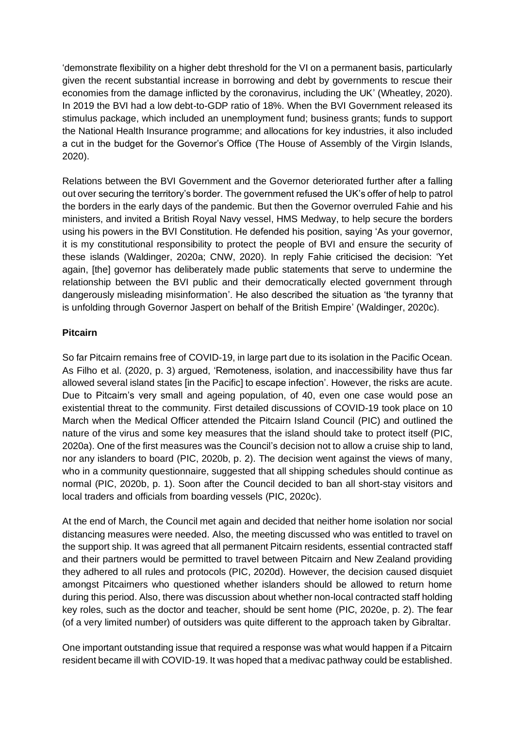'demonstrate flexibility on a higher debt threshold for the VI on a permanent basis, particularly given the recent substantial increase in borrowing and debt by governments to rescue their economies from the damage inflicted by the coronavirus, including the UK' (Wheatley, 2020). In 2019 the BVI had a low debt-to-GDP ratio of 18%. When the BVI Government released its stimulus package, which included an unemployment fund; business grants; funds to support the National Health Insurance programme; and allocations for key industries, it also included a cut in the budget for the Governor's Office (The House of Assembly of the Virgin Islands, 2020).

Relations between the BVI Government and the Governor deteriorated further after a falling out over securing the territory's border. The government refused the UK's offer of help to patrol the borders in the early days of the pandemic. But then the Governor overruled Fahie and his ministers, and invited a British Royal Navy vessel, HMS Medway, to help secure the borders using his powers in the BVI Constitution. He defended his position, saying 'As your governor, it is my constitutional responsibility to protect the people of BVI and ensure the security of these islands (Waldinger, 2020a; CNW, 2020). In reply Fahie criticised the decision: 'Yet again, [the] governor has deliberately made public statements that serve to undermine the relationship between the BVI public and their democratically elected government through dangerously misleading misinformation'. He also described the situation as 'the tyranny that is unfolding through Governor Jaspert on behalf of the British Empire' (Waldinger, 2020c).

**Pitcairn**

So far Pitcairn remains free of COVID-19, in large part due to its isolation in the Pacific Ocean. As Filho et al. (2020, p. 3) argued, 'Remoteness, isolation, and inaccessibility have thus far allowed several island states [in the Pacific] to escape infection'. However, the risks are acute. Due to Pitcairn's very small and ageing population, of 40, even one case would pose an existential threat to the community. First detailed discussions of COVID-19 took place on 10 March when the Medical Officer attended the Pitcairn Island Council (PIC) and outlined the nature of the virus and some key measures that the island should take to protect itself (PIC, 2020a). One of the first measures was the Council's decision not to allow a cruise ship to land, nor any islanders to board (PIC, 2020b, p. 2). The decision went against the views of many, who in a community questionnaire, suggested that all shipping schedules should continue as normal (PIC, 2020b, p. 1). Soon after the Council decided to ban all short-stay visitors and local traders and officials from boarding vessels (PIC, 2020c).

At the end of March, the Council met again and decided that neither home isolation nor social distancing measures were needed. Also, the meeting discussed who was entitled to travel on the support ship. It was agreed that all permanent Pitcairn residents, essential contracted staff and their partners would be permitted to travel between Pitcairn and New Zealand providing they adhered to all rules and protocols (PIC, 2020d). However, the decision caused disquiet amongst Pitcairners who questioned whether islanders should be allowed to return home during this period. Also, there was discussion about whether non-local contracted staff holding key roles, such as the doctor and teacher, should be sent home (PIC, 2020e, p. 2). The fear (of a very limited number) of outsiders was quite different to the approach taken by Gibraltar.

One important outstanding issue that required a response was what would happen if a Pitcairn resident became ill with COVID-19. It was hoped that a medivac pathway could be established.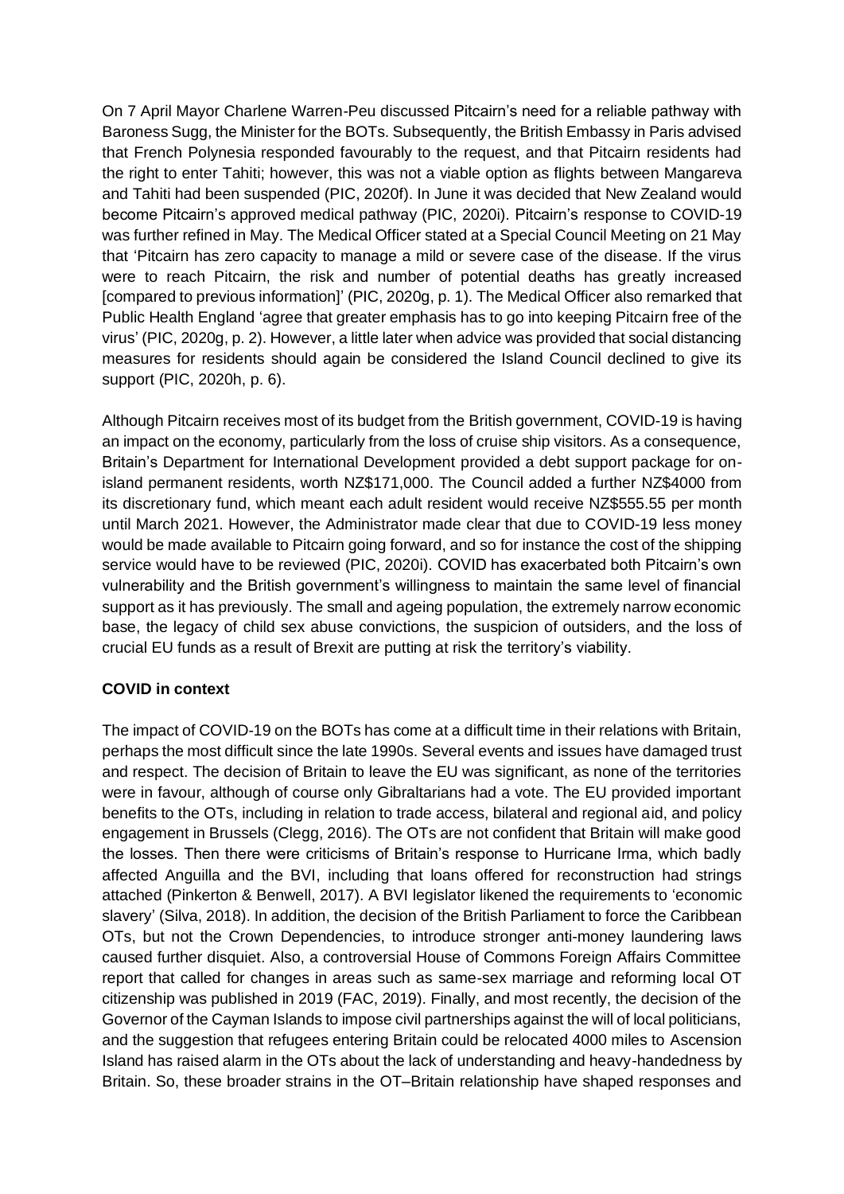On 7 April Mayor Charlene Warren-Peu discussed Pitcairn's need for a reliable pathway with Baroness Sugg, the Minister for the BOTs. Subsequently, the British Embassy in Paris advised that French Polynesia responded favourably to the request, and that Pitcairn residents had the right to enter Tahiti; however, this was not a viable option as flights between Mangareva and Tahiti had been suspended (PIC, 2020f). In June it was decided that New Zealand would become Pitcairn's approved medical pathway (PIC, 2020i). Pitcairn's response to COVID-19 was further refined in May. The Medical Officer stated at a Special Council Meeting on 21 May that 'Pitcairn has zero capacity to manage a mild or severe case of the disease. If the virus were to reach Pitcairn, the risk and number of potential deaths has greatly increased [compared to previous information]' (PIC, 2020g, p. 1). The Medical Officer also remarked that Public Health England 'agree that greater emphasis has to go into keeping Pitcairn free of the virus' (PIC, 2020g, p. 2). However, a little later when advice was provided that social distancing measures for residents should again be considered the Island Council declined to give its support (PIC, 2020h, p. 6).

Although Pitcairn receives most of its budget from the British government, COVID-19 is having an impact on the economy, particularly from the loss of cruise ship visitors. As a consequence, Britain's Department for International Development provided a debt support package for on-island permanent residents, worth NZ$171,000. The Council added a further NZ$4000 from its discretionary fund, which meant each adult resident would receive NZ$555.55 per month until March 2021. However, the Administrator made clear that due to COVID-19 less money would be made available to Pitcairn going forward, and so for instance the cost of the shipping service would have to be reviewed (PIC, 2020i). COVID has exacerbated both Pitcairn's own vulnerability and the British government's willingness to maintain the same level of financial support as it has previously. The small and ageing population, the extremely narrow economic base, the legacy of child sex abuse convictions, the suspicion of outsiders, and the loss of crucial EU funds as a result of Brexit are putting at risk the territory's viability.

## COVID in context

The impact of COVID-19 on the BOTs has come at a difficult time in their relations with Britain, perhaps the most difficult since the late 1990s. Several events and issues have damaged trust and respect. The decision of Britain to leave the EU was significant, as none of the territories were in favour, although of course only Gibraltarians had a vote. The EU provided important benefits to the OTs, including in relation to trade access, bilateral and regional aid, and policy engagement in Brussels (Clegg, 2016). The OTs are not confident that Britain will make good the losses. Then there were criticisms of Britain's response to Hurricane Irma, which badly affected Anguilla and the BVI, including that loans offered for reconstruction had strings attached (Pinkerton & Benwell, 2017). A BVI legislator likened the requirements to 'economic slavery' (Silva, 2018). In addition, the decision of the British Parliament to force the Caribbean OTs, but not the Crown Dependencies, to introduce stronger anti-money laundering laws caused further disquiet. Also, a controversial House of Commons Foreign Affairs Committee report that called for changes in areas such as same-sex marriage and reforming local OT citizenship was published in 2019 (FAC, 2019). Finally, and most recently, the decision of the Governor of the Cayman Islands to impose civil partnerships against the will of local politicians, and the suggestion that refugees entering Britain could be relocated 4000 miles to Ascension Island has raised alarm in the OTs about the lack of understanding and heavy-handedness by Britain. So, these broader strains in the OT–Britain relationship have shaped responses and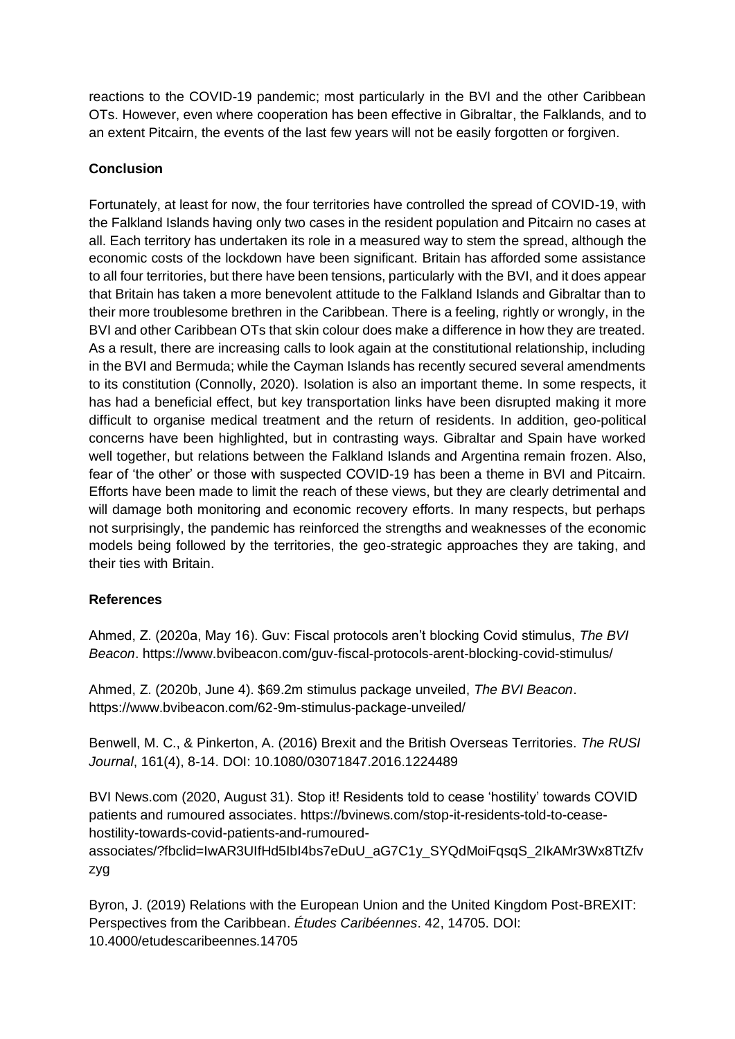reactions to the COVID-19 pandemic; most particularly in the BVI and the other Caribbean OTs. However, even where cooperation has been effective in Gibraltar, the Falklands, and to an extent Pitcairn, the events of the last few years will not be easily forgotten or forgiven.

**Conclusion**

Fortunately, at least for now, the four territories have controlled the spread of COVID-19, with the Falkland Islands having only two cases in the resident population and Pitcairn no cases at all. Each territory has undertaken its role in a measured way to stem the spread, although the economic costs of the lockdown have been significant. Britain has afforded some assistance to all four territories, but there have been tensions, particularly with the BVI, and it does appear that Britain has taken a more benevolent attitude to the Falkland Islands and Gibraltar than to their more troublesome brethren in the Caribbean. There is a feeling, rightly or wrongly, in the BVI and other Caribbean OTs that skin colour does make a difference in how they are treated. As a result, there are increasing calls to look again at the constitutional relationship, including in the BVI and Bermuda; while the Cayman Islands has recently secured several amendments to its constitution (Connolly, 2020). Isolation is also an important theme. In some respects, it has had a beneficial effect, but key transportation links have been disrupted making it more difficult to organise medical treatment and the return of residents. In addition, geo-political concerns have been highlighted, but in contrasting ways. Gibraltar and Spain have worked well together, but relations between the Falkland Islands and Argentina remain frozen. Also, fear of 'the other' or those with suspected COVID-19 has been a theme in BVI and Pitcairn. Efforts have been made to limit the reach of these views, but they are clearly detrimental and will damage both monitoring and economic recovery efforts. In many respects, but perhaps not surprisingly, the pandemic has reinforced the strengths and weaknesses of the economic models being followed by the territories, the geo-strategic approaches they are taking, and their ties with Britain.

**References**

Ahmed, Z. (2020a, May 16). Guv: Fiscal protocols aren't blocking Covid stimulus, *The BVI Beacon*. https://www.bvibeacon.com/guv-fiscal-protocols-arent-blocking-covid-stimulus/

Ahmed, Z. (2020b, June 4). $69.2m stimulus package unveiled, *The BVI Beacon*. https://www.bvibeacon.com/62-9m-stimulus-package-unveiled/

Benwell, M. C., & Pinkerton, A. (2016) Brexit and the British Overseas Territories. *The RUSI Journal*, 161(4), 8-14. DOI: 10.1080/03071847.2016.1224489

BVI News.com (2020, August 31). Stop it! Residents told to cease 'hostility' towards COVID patients and rumoured associates. https://bvinews.com/stop-it-residents-told-to-cease-hostility-towards-covid-patients-and-rumoured-associates/?fbclid=IwAR3UIfHd5IbI4bs7eDuU_aG7C1y_SYQdMoiFqsqS_2IkAMr3Wx8TtZfvzyg

Byron, J. (2019) Relations with the European Union and the United Kingdom Post-BREXIT: Perspectives from the Caribbean. *Études Caribéennes*. 42, 14705. DOI: 10.4000/etudescaribeennes.14705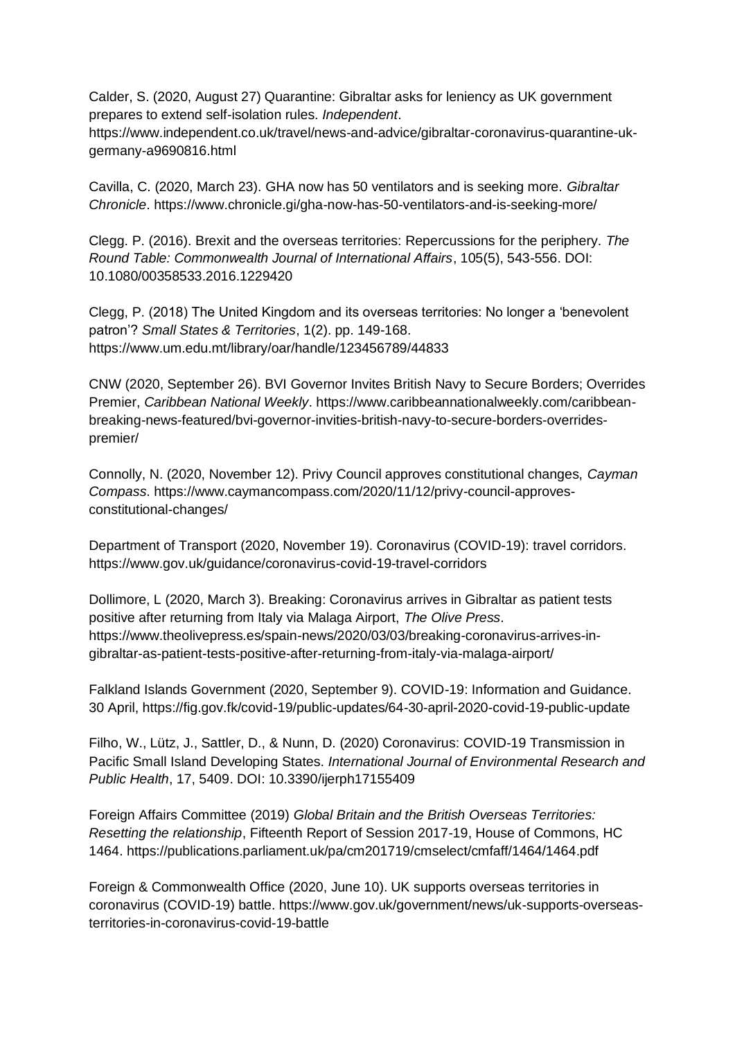Calder, S. (2020, August 27) Quarantine: Gibraltar asks for leniency as UK government prepares to extend self-isolation rules. *Independent*. https://www.independent.co.uk/travel/news-and-advice/gibraltar-coronavirus-quarantine-uk-germany-a9690816.html

Cavilla, C. (2020, March 23). GHA now has 50 ventilators and is seeking more. *Gibraltar Chronicle*. https://www.chronicle.gi/gha-now-has-50-ventilators-and-is-seeking-more/

Clegg. P. (2016). Brexit and the overseas territories: Repercussions for the periphery. *The Round Table: Commonwealth Journal of International Affairs*, 105(5), 543-556. DOI: 10.1080/00358533.2016.1229420

Clegg, P. (2018) The United Kingdom and its overseas territories: No longer a 'benevolent patron'? *Small States & Territories*, 1(2). pp. 149-168. https://www.um.edu.mt/library/oar/handle/123456789/44833

CNW (2020, September 26). BVI Governor Invites British Navy to Secure Borders; Overrides Premier, *Caribbean National Weekly*. https://www.caribbeannationalweekly.com/caribbean-breaking-news-featured/bvi-governor-invities-british-navy-to-secure-borders-overrides-premier/

Connolly, N. (2020, November 12). Privy Council approves constitutional changes, *Cayman Compass*. https://www.caymancompass.com/2020/11/12/privy-council-approves-constitutional-changes/

Department of Transport (2020, November 19). Coronavirus (COVID-19): travel corridors. https://www.gov.uk/guidance/coronavirus-covid-19-travel-corridors

Dollimore, L (2020, March 3). Breaking: Coronavirus arrives in Gibraltar as patient tests positive after returning from Italy via Malaga Airport, *The Olive Press*. https://www.theolivepress.es/spain-news/2020/03/03/breaking-coronavirus-arrives-in-gibraltar-as-patient-tests-positive-after-returning-from-italy-via-malaga-airport/

Falkland Islands Government (2020, September 9). COVID-19: Information and Guidance. 30 April, https://fig.gov.fk/covid-19/public-updates/64-30-april-2020-covid-19-public-update

Filho, W., Lütz, J., Sattler, D., & Nunn, D. (2020) Coronavirus: COVID-19 Transmission in Pacific Small Island Developing States. *International Journal of Environmental Research and Public Health*, 17, 5409. DOI: 10.3390/ijerph17155409

Foreign Affairs Committee (2019) *Global Britain and the British Overseas Territories: Resetting the relationship*, Fifteenth Report of Session 2017-19, House of Commons, HC 1464. https://publications.parliament.uk/pa/cm201719/cmselect/cmfaff/1464/1464.pdf

Foreign & Commonwealth Office (2020, June 10). UK supports overseas territories in coronavirus (COVID-19) battle. https://www.gov.uk/government/news/uk-supports-overseas-territories-in-coronavirus-covid-19-battle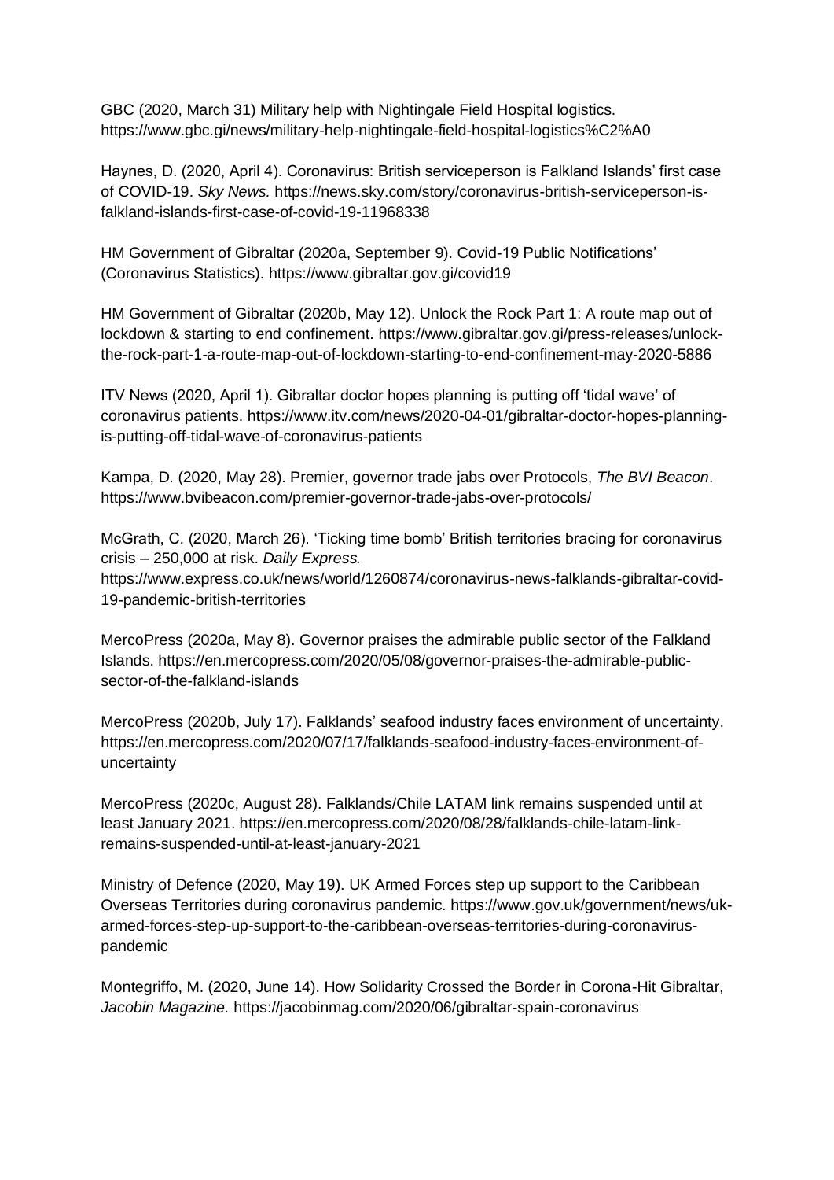GBC (2020, March 31) Military help with Nightingale Field Hospital logistics. https://www.gbc.gi/news/military-help-nightingale-field-hospital-logistics%C2%A0

Haynes, D. (2020, April 4). Coronavirus: British serviceperson is Falkland Islands' first case of COVID-19. *Sky News.* https://news.sky.com/story/coronavirus-british-serviceperson-is-falkland-islands-first-case-of-covid-19-11968338

HM Government of Gibraltar (2020a, September 9). Covid-19 Public Notifications' (Coronavirus Statistics). https://www.gibraltar.gov.gi/covid19

HM Government of Gibraltar (2020b, May 12). Unlock the Rock Part 1: A route map out of lockdown & starting to end confinement. https://www.gibraltar.gov.gi/press-releases/unlock-the-rock-part-1-a-route-map-out-of-lockdown-starting-to-end-confinement-may-2020-5886

ITV News (2020, April 1). Gibraltar doctor hopes planning is putting off 'tidal wave' of coronavirus patients. https://www.itv.com/news/2020-04-01/gibraltar-doctor-hopes-planning-is-putting-off-tidal-wave-of-coronavirus-patients

Kampa, D. (2020, May 28). Premier, governor trade jabs over Protocols, *The BVI Beacon*. https://www.bvibeacon.com/premier-governor-trade-jabs-over-protocols/

McGrath, C. (2020, March 26). 'Ticking time bomb' British territories bracing for coronavirus crisis – 250,000 at risk. *Daily Express.* https://www.express.co.uk/news/world/1260874/coronavirus-news-falklands-gibraltar-covid-19-pandemic-british-territories

MercoPress (2020a, May 8). Governor praises the admirable public sector of the Falkland Islands. https://en.mercopress.com/2020/05/08/governor-praises-the-admirable-public-sector-of-the-falkland-islands

MercoPress (2020b, July 17). Falklands' seafood industry faces environment of uncertainty. https://en.mercopress.com/2020/07/17/falklands-seafood-industry-faces-environment-of-uncertainty

MercoPress (2020c, August 28). Falklands/Chile LATAM link remains suspended until at least January 2021. https://en.mercopress.com/2020/08/28/falklands-chile-latam-link-remains-suspended-until-at-least-january-2021

Ministry of Defence (2020, May 19). UK Armed Forces step up support to the Caribbean Overseas Territories during coronavirus pandemic. https://www.gov.uk/government/news/uk-armed-forces-step-up-support-to-the-caribbean-overseas-territories-during-coronavirus-pandemic

Montegriffo, M. (2020, June 14). How Solidarity Crossed the Border in Corona-Hit Gibraltar, *Jacobin Magazine.* https://jacobinmag.com/2020/06/gibraltar-spain-coronavirus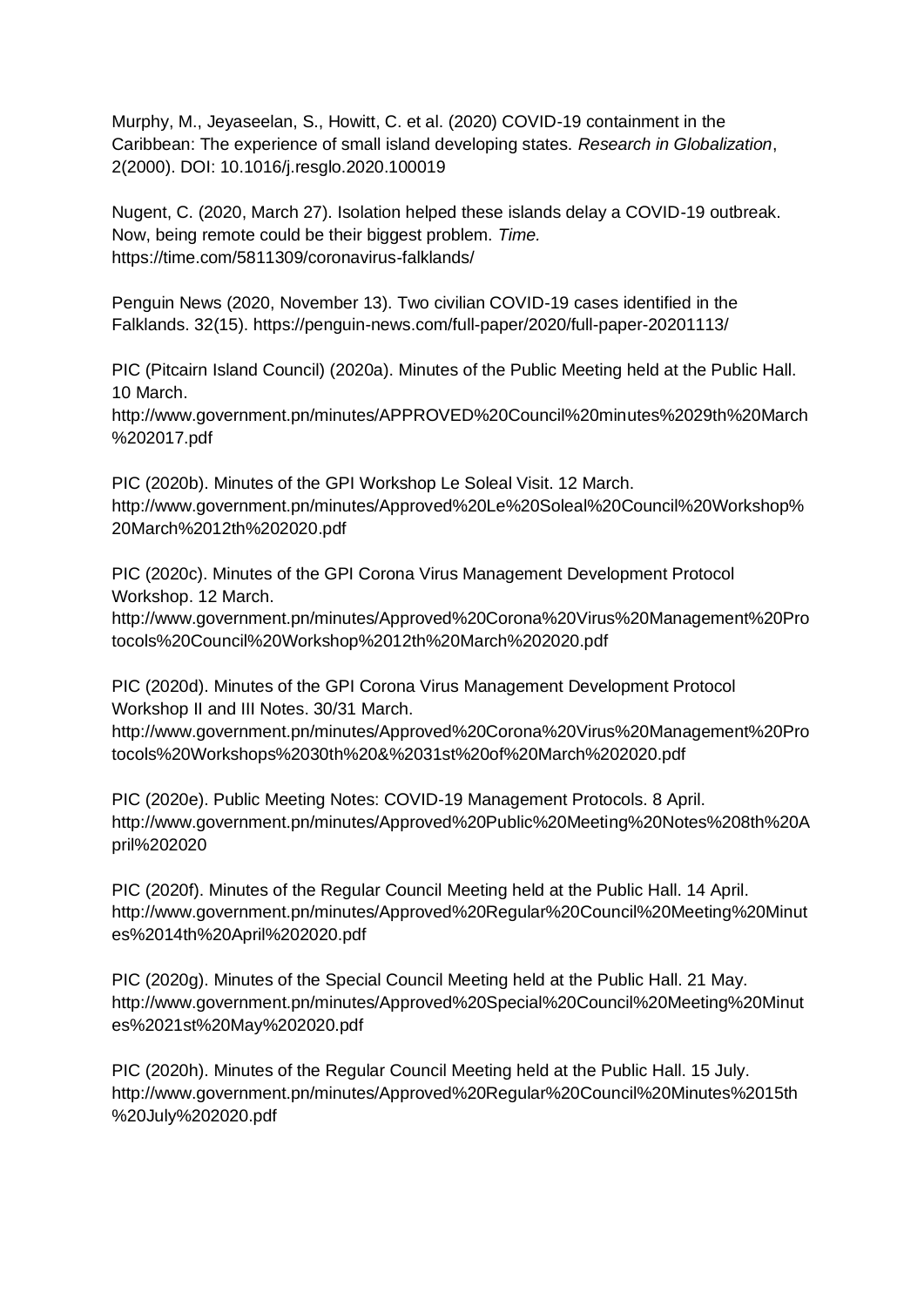Murphy, M., Jeyaseelan, S., Howitt, C. et al. (2020) COVID-19 containment in the Caribbean: The experience of small island developing states. *Research in Globalization*, 2(2000). DOI: 10.1016/j.resglo.2020.100019

Nugent, C. (2020, March 27). Isolation helped these islands delay a COVID-19 outbreak. Now, being remote could be their biggest problem. *Time.* https://time.com/5811309/coronavirus-falklands/

Penguin News (2020, November 13). Two civilian COVID-19 cases identified in the Falklands. 32(15). https://penguin-news.com/full-paper/2020/full-paper-20201113/

PIC (Pitcairn Island Council) (2020a). Minutes of the Public Meeting held at the Public Hall. 10 March. http://www.government.pn/minutes/APPROVED%20Council%20minutes%2029th%20March%202017.pdf

PIC (2020b). Minutes of the GPI Workshop Le Soleal Visit. 12 March. http://www.government.pn/minutes/Approved%20Le%20Soleal%20Council%20Workshop%20March%2012th%202020.pdf

PIC (2020c). Minutes of the GPI Corona Virus Management Development Protocol Workshop. 12 March. http://www.government.pn/minutes/Approved%20Corona%20Virus%20Management%20Protocols%20Council%20Workshop%2012th%20March%202020.pdf

PIC (2020d). Minutes of the GPI Corona Virus Management Development Protocol Workshop II and III Notes. 30/31 March. http://www.government.pn/minutes/Approved%20Corona%20Virus%20Management%20Protocols%20Workshops%2030th%20&%2031st%20of%20March%202020.pdf

PIC (2020e). Public Meeting Notes: COVID-19 Management Protocols. 8 April. http://www.government.pn/minutes/Approved%20Public%20Meeting%20Notes%208th%20April%202020

PIC (2020f). Minutes of the Regular Council Meeting held at the Public Hall. 14 April. http://www.government.pn/minutes/Approved%20Regular%20Council%20Meeting%20Minutes%2014th%20April%202020.pdf

PIC (2020g). Minutes of the Special Council Meeting held at the Public Hall. 21 May. http://www.government.pn/minutes/Approved%20Special%20Council%20Meeting%20Minutes%2021st%20May%202020.pdf

PIC (2020h). Minutes of the Regular Council Meeting held at the Public Hall. 15 July. http://www.government.pn/minutes/Approved%20Regular%20Council%20Minutes%2015th%20July%202020.pdf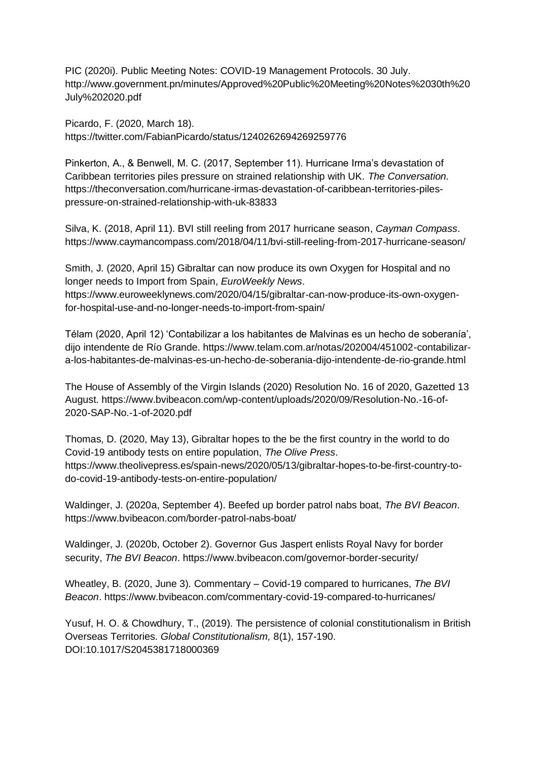PIC (2020i). Public Meeting Notes: COVID-19 Management Protocols. 30 July. http://www.government.pn/minutes/Approved%20Public%20Meeting%20Notes%2030th%20July%202020.pdf

Picardo, F. (2020, March 18). https://twitter.com/FabianPicardo/status/1240262694269259776

Pinkerton, A., & Benwell, M. C. (2017, September 11). Hurricane Irma's devastation of Caribbean territories piles pressure on strained relationship with UK. *The Conversation.* https://theconversation.com/hurricane-irmas-devastation-of-caribbean-territories-piles-pressure-on-strained-relationship-with-uk-83833

Silva, K. (2018, April 11). BVI still reeling from 2017 hurricane season, *Cayman Compass*. https://www.caymancompass.com/2018/04/11/bvi-still-reeling-from-2017-hurricane-season/

Smith, J. (2020, April 15) Gibraltar can now produce its own Oxygen for Hospital and no longer needs to Import from Spain, *EuroWeekly News*. https://www.euroweeklynews.com/2020/04/15/gibraltar-can-now-produce-its-own-oxygen-for-hospital-use-and-no-longer-needs-to-import-from-spain/

Télam (2020, April 12) 'Contabilizar a los habitantes de Malvinas es un hecho de soberanía', dijo intendente de Río Grande. https://www.telam.com.ar/notas/202004/451002-contabilizar-a-los-habitantes-de-malvinas-es-un-hecho-de-soberania-dijo-intendente-de-rio-grande.html

The House of Assembly of the Virgin Islands (2020) Resolution No. 16 of 2020, Gazetted 13 August. https://www.bvibeacon.com/wp-content/uploads/2020/09/Resolution-No.-16-of-2020-SAP-No.-1-of-2020.pdf

Thomas, D. (2020, May 13), Gibraltar hopes to the be the first country in the world to do Covid-19 antibody tests on entire population, *The Olive Press*. https://www.theolivepress.es/spain-news/2020/05/13/gibraltar-hopes-to-be-first-country-to-do-covid-19-antibody-tests-on-entire-population/

Waldinger, J. (2020a, September 4). Beefed up border patrol nabs boat, *The BVI Beacon*. https://www.bvibeacon.com/border-patrol-nabs-boat/

Waldinger, J. (2020b, October 2). Governor Gus Jaspert enlists Royal Navy for border security, *The BVI Beacon*. https://www.bvibeacon.com/governor-border-security/

Wheatley, B. (2020, June 3). Commentary – Covid-19 compared to hurricanes, *The BVI Beacon*. https://www.bvibeacon.com/commentary-covid-19-compared-to-hurricanes/

Yusuf, H. O. & Chowdhury, T., (2019). The persistence of colonial constitutionalism in British Overseas Territories. *Global Constitutionalism,* 8(1), 157-190. DOI:10.1017/S2045381718000369